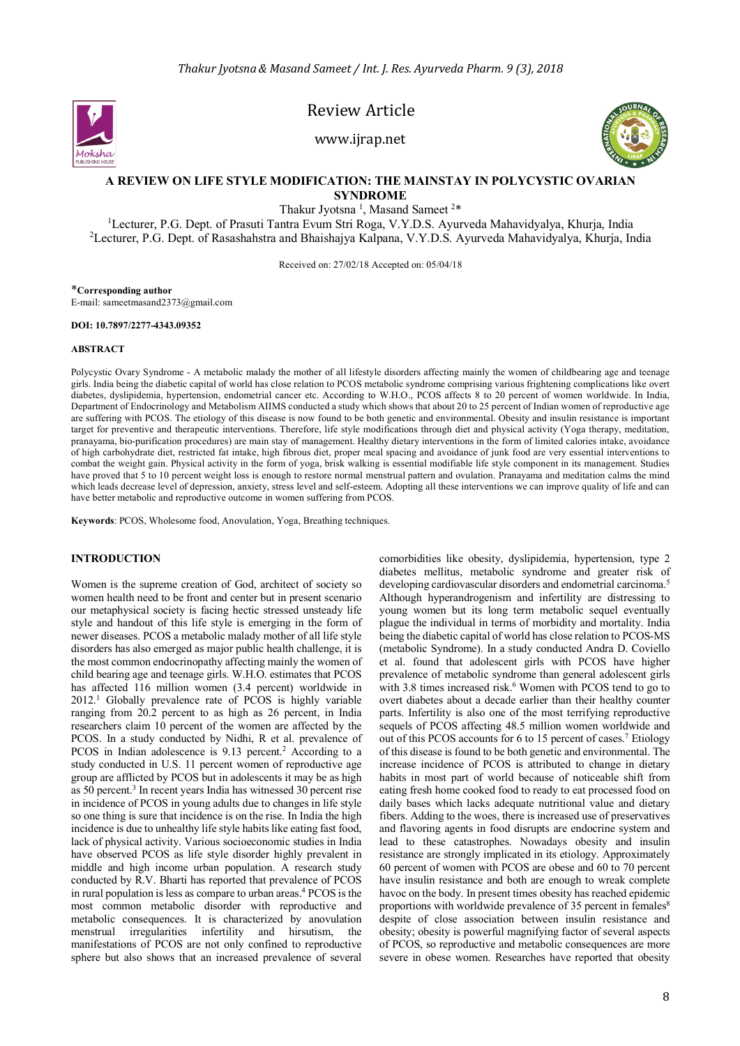Review Article

www.ijrap.net

# A REVIEW ON LIFE STYLE MODIFICATION: THE MAINSTAY IN POLYCYSTIC OVARIAN SYNDROME

Thakur Jyotsna [1], Masand Sameet [2]*

[1]Lecturer, P.G. Dept. of Prasuti Tantra Evum Stri Roga, V.Y.D.S. Ayurveda Mahavidyalya, Khurja, India
[2]Lecturer, P.G. Dept. of Rasashahstra and Bhaishajya Kalpana, V.Y.D.S. Ayurveda Mahavidyalya, Khurja, India

Received on: 27/02/18 Accepted on: 05/04/18

***Corresponding author**
E-mail: sameetmasand2373@gmail.com

**DOI: 10.7897/2277-4343.09352**

## ABSTRACT

Polycystic Ovary Syndrome - A metabolic malady the mother of all lifestyle disorders affecting mainly the women of childbearing age and teenage girls. India being the diabetic capital of world has close relation to PCOS metabolic syndrome comprising various frightening complications like overt diabetes, dyslipidemia, hypertension, endometrial cancer etc. According to W.H.O., PCOS affects 8 to 20 percent of women worldwide. In India, Department of Endocrinology and Metabolism AIIMS conducted a study which shows that about 20 to 25 percent of Indian women of reproductive age are suffering with PCOS. The etiology of this disease is now found to be both genetic and environmental. Obesity and insulin resistance is important target for preventive and therapeutic interventions. Therefore, life style modifications through diet and physical activity (Yoga therapy, meditation, pranayama, bio-purification procedures) are main stay of management. Healthy dietary interventions in the form of limited calories intake, avoidance of high carbohydrate diet, restricted fat intake, high fibrous diet, proper meal spacing and avoidance of junk food are very essential interventions to combat the weight gain. Physical activity in the form of yoga, brisk walking is essential modifiable life style component in its management. Studies have proved that 5 to 10 percent weight loss is enough to restore normal menstrual pattern and ovulation. Pranayama and meditation calms the mind which leads decrease level of depression, anxiety, stress level and self-esteem. Adopting all these interventions we can improve quality of life and can have better metabolic and reproductive outcome in women suffering from PCOS.

**Keywords**: PCOS, Wholesome food, Anovulation, Yoga, Breathing techniques.

## INTRODUCTION

Women is the supreme creation of God, architect of society so women health need to be front and center but in present scenario our metaphysical society is facing hectic stressed unsteady life style and handout of this life style is emerging in the form of newer diseases. PCOS a metabolic malady mother of all life style disorders has also emerged as major public health challenge, it is the most common endocrinopathy affecting mainly the women of child bearing age and teenage girls. W.H.O. estimates that PCOS has affected 116 million women (3.4 percent) worldwide in 2012.[1] Globally prevalence rate of PCOS is highly variable ranging from 20.2 percent to as high as 26 percent, in India researchers claim 10 percent of the women are affected by the PCOS. In a study conducted by Nidhi, R et al. prevalence of PCOS in Indian adolescence is 9.13 percent.[2] According to a study conducted in U.S. 11 percent women of reproductive age group are afflicted by PCOS but in adolescents it may be as high as 50 percent.[3] In recent years India has witnessed 30 percent rise in incidence of PCOS in young adults due to changes in life style so one thing is sure that incidence is on the rise. In India the high incidence is due to unhealthy life style habits like eating fast food, lack of physical activity. Various socioeconomic studies in India have observed PCOS as life style disorder highly prevalent in middle and high income urban population. A research study conducted by R.V. Bharti has reported that prevalence of PCOS in rural population is less as compare to urban areas.[4] PCOS is the most common metabolic disorder with reproductive and metabolic consequences. It is characterized by anovulation menstrual irregularities infertility and hirsutism, the manifestations of PCOS are not only confined to reproductive sphere but also shows that an increased prevalence of several comorbidities like obesity, dyslipidemia, hypertension, type 2 diabetes mellitus, metabolic syndrome and greater risk of developing cardiovascular disorders and endometrial carcinoma.[5] Although hyperandrogenism and infertility are distressing to young women but its long term metabolic sequel eventually plague the individual in terms of morbidity and mortality. India being the diabetic capital of world has close relation to PCOS-MS (metabolic Syndrome). In a study conducted Andra D. Coviello et al. found that adolescent girls with PCOS have higher prevalence of metabolic syndrome than general adolescent girls with 3.8 times increased risk.[6] Women with PCOS tend to go to overt diabetes about a decade earlier than their healthy counter parts. Infertility is also one of the most terrifying reproductive sequels of PCOS affecting 48.5 million women worldwide and out of this PCOS accounts for 6 to 15 percent of cases.[7] Etiology of this disease is found to be both genetic and environmental. The increase incidence of PCOS is attributed to change in dietary habits in most part of world because of noticeable shift from eating fresh home cooked food to ready to eat processed food on daily bases which lacks adequate nutritional value and dietary fibers. Adding to the woes, there is increased use of preservatives and flavoring agents in food disrupts are endocrine system and lead to these catastrophes. Nowadays obesity and insulin resistance are strongly implicated in its etiology. Approximately 60 percent of women with PCOS are obese and 60 to 70 percent have insulin resistance and both are enough to wreak complete havoc on the body. In present times obesity has reached epidemic proportions with worldwide prevalence of 35 percent in females[8] despite of close association between insulin resistance and obesity; obesity is powerful magnifying factor of several aspects of PCOS, so reproductive and metabolic consequences are more severe in obese women. Researches have reported that obesity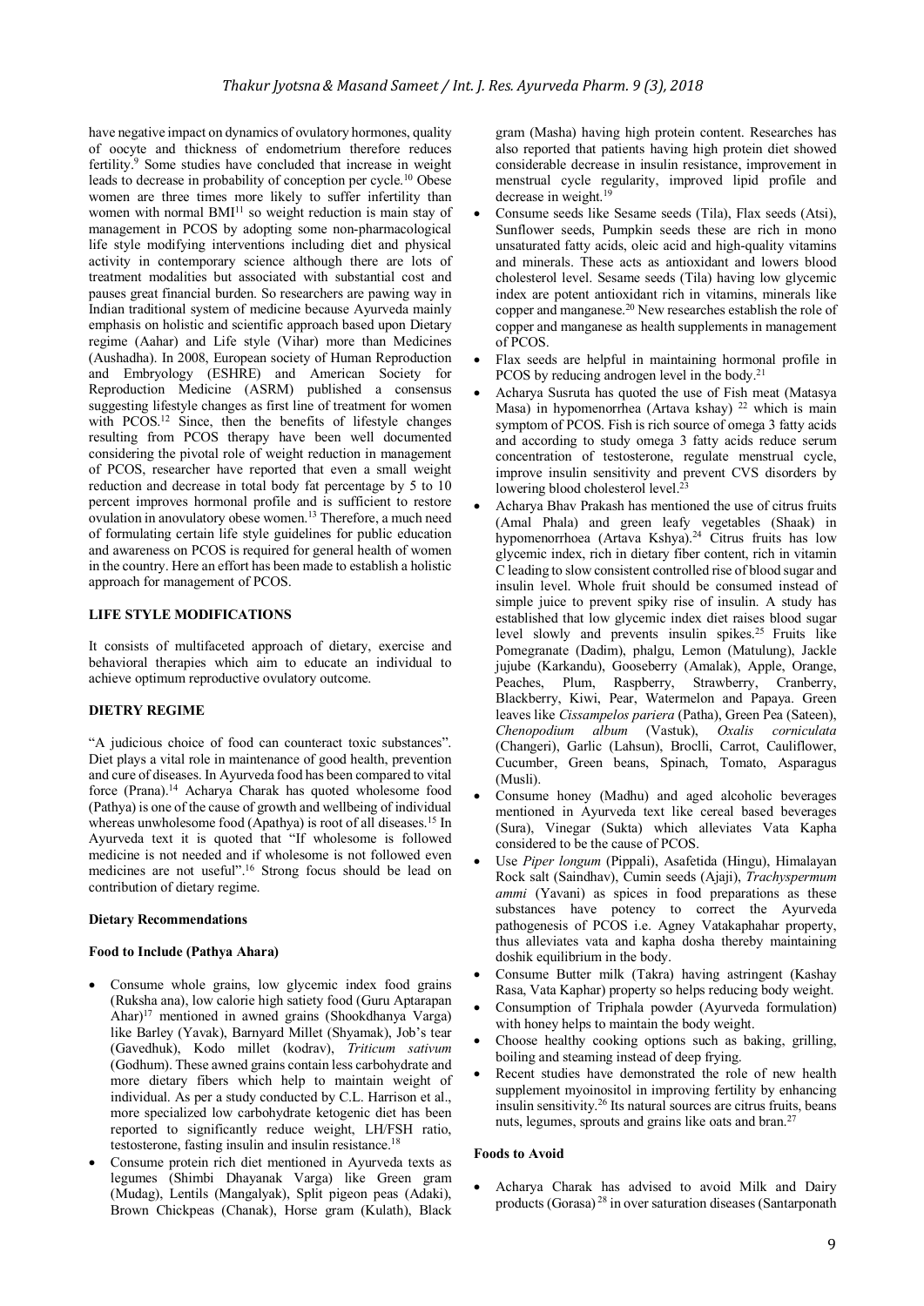have negative impact on dynamics of ovulatory hormones, quality of oocyte and thickness of endometrium therefore reduces fertility.[9] Some studies have concluded that increase in weight leads to decrease in probability of conception per cycle.[10] Obese women are three times more likely to suffer infertility than women with normal BMI[11] so weight reduction is main stay of management in PCOS by adopting some non-pharmacological life style modifying interventions including diet and physical activity in contemporary science although there are lots of treatment modalities but associated with substantial cost and pauses great financial burden. So researchers are pawing way in Indian traditional system of medicine because Ayurveda mainly emphasis on holistic and scientific approach based upon Dietary regime (Aahar) and Life style (Vihar) more than Medicines (Aushadha). In 2008, European society of Human Reproduction and Embryology (ESHRE) and American Society for Reproduction Medicine (ASRM) published a consensus suggesting lifestyle changes as first line of treatment for women with PCOS.[12] Since, then the benefits of lifestyle changes resulting from PCOS therapy have been well documented considering the pivotal role of weight reduction in management of PCOS, researcher have reported that even a small weight reduction and decrease in total body fat percentage by 5 to 10 percent improves hormonal profile and is sufficient to restore ovulation in anovulatory obese women.[13] Therefore, a much need of formulating certain life style guidelines for public education and awareness on PCOS is required for general health of women in the country. Here an effort has been made to establish a holistic approach for management of PCOS.

## LIFE STYLE MODIFICATIONS

It consists of multifaceted approach of dietary, exercise and behavioral therapies which aim to educate an individual to achieve optimum reproductive ovulatory outcome.

## DIETRY REGIME

"A judicious choice of food can counteract toxic substances". Diet plays a vital role in maintenance of good health, prevention and cure of diseases. In Ayurveda food has been compared to vital force (Prana).[14] Acharya Charak has quoted wholesome food (Pathya) is one of the cause of growth and wellbeing of individual whereas unwholesome food (Apathya) is root of all diseases.[15] In Ayurveda text it is quoted that "If wholesome is followed medicine is not needed and if wholesome is not followed even medicines are not useful".[16] Strong focus should be lead on contribution of dietary regime.

### Dietary Recommendations

#### Food to Include (Pathya Ahara)

- Consume whole grains, low glycemic index food grains (Ruksha ana), low calorie high satiety food (Guru Aptarapan Ahar)[17] mentioned in awned grains (Shookdhanya Varga) like Barley (Yavak), Barnyard Millet (Shyamak), Job's tear (Gavedhuk), Kodo millet (kodrav), *Triticum sativum* (Godhum). These awned grains contain less carbohydrate and more dietary fibers which help to maintain weight of individual. As per a study conducted by C.L. Harrison et al., more specialized low carbohydrate ketogenic diet has been reported to significantly reduce weight, LH/FSH ratio, testosterone, fasting insulin and insulin resistance.[18]
- Consume protein rich diet mentioned in Ayurveda texts as legumes (Shimbi Dhayanak Varga) like Green gram (Mudag), Lentils (Mangalyak), Split pigeon peas (Adaki), Brown Chickpeas (Chanak), Horse gram (Kulath), Black gram (Masha) having high protein content. Researches has also reported that patients having high protein diet showed considerable decrease in insulin resistance, improvement in menstrual cycle regularity, improved lipid profile and decrease in weight.[19]
- Consume seeds like Sesame seeds (Tila), Flax seeds (Atsi), Sunflower seeds, Pumpkin seeds these are rich in mono unsaturated fatty acids, oleic acid and high-quality vitamins and minerals. These acts as antioxidant and lowers blood cholesterol level. Sesame seeds (Tila) having low glycemic index are potent antioxidant rich in vitamins, minerals like copper and manganese.[20] New researches establish the role of copper and manganese as health supplements in management of PCOS.
- Flax seeds are helpful in maintaining hormonal profile in PCOS by reducing androgen level in the body.[21]
- Acharya Susruta has quoted the use of Fish meat (Matasya Masa) in hypomenorrhea (Artava kshay) [22] which is main symptom of PCOS. Fish is rich source of omega 3 fatty acids and according to study omega 3 fatty acids reduce serum concentration of testosterone, regulate menstrual cycle, improve insulin sensitivity and prevent CVS disorders by lowering blood cholesterol level.[23]
- Acharya Bhav Prakash has mentioned the use of citrus fruits (Amal Phala) and green leafy vegetables (Shaak) in hypomenorrhoea (Artava Kshya).[24] Citrus fruits has low glycemic index, rich in dietary fiber content, rich in vitamin C leading to slow consistent controlled rise of blood sugar and insulin level. Whole fruit should be consumed instead of simple juice to prevent spiky rise of insulin. A study has established that low glycemic index diet raises blood sugar level slowly and prevents insulin spikes.[25] Fruits like Pomegranate (Dadim), phalgu, Lemon (Matulung), Jackle jujube (Karkandu), Gooseberry (Amalak), Apple, Orange, Peaches, Plum, Raspberry, Strawberry, Cranberry, Blackberry, Kiwi, Pear, Watermelon and Papaya. Green leaves like *Cissampelos pariera* (Patha), Green Pea (Sateen), *Chenopodium album* (Vastuk), *Oxalis corniculata* (Changeri), Garlic (Lahsun), Broclli, Carrot, Cauliflower, Cucumber, Green beans, Spinach, Tomato, Asparagus (Musli).
- Consume honey (Madhu) and aged alcoholic beverages mentioned in Ayurveda text like cereal based beverages (Sura), Vinegar (Sukta) which alleviates Vata Kapha considered to be the cause of PCOS.
- Use *Piper longum* (Pippali), Asafetida (Hingu), Himalayan Rock salt (Saindhav), Cumin seeds (Ajaji), *Trachyspermum ammi* (Yavani) as spices in food preparations as these substances have potency to correct the Ayurveda pathogenesis of PCOS i.e. Agney Vatakaphahar property, thus alleviates vata and kapha dosha thereby maintaining doshik equilibrium in the body.
- Consume Butter milk (Takra) having astringent (Kashay Rasa, Vata Kaphar) property so helps reducing body weight.
- Consumption of Triphala powder (Ayurveda formulation) with honey helps to maintain the body weight.
- Choose healthy cooking options such as baking, grilling, boiling and steaming instead of deep frying.
- Recent studies have demonstrated the role of new health supplement myoinositol in improving fertility by enhancing insulin sensitivity.[26] Its natural sources are citrus fruits, beans nuts, legumes, sprouts and grains like oats and bran.[27]

#### Foods to Avoid

- Acharya Charak has advised to avoid Milk and Dairy products (Gorasa) [28] in over saturation diseases (Santarponath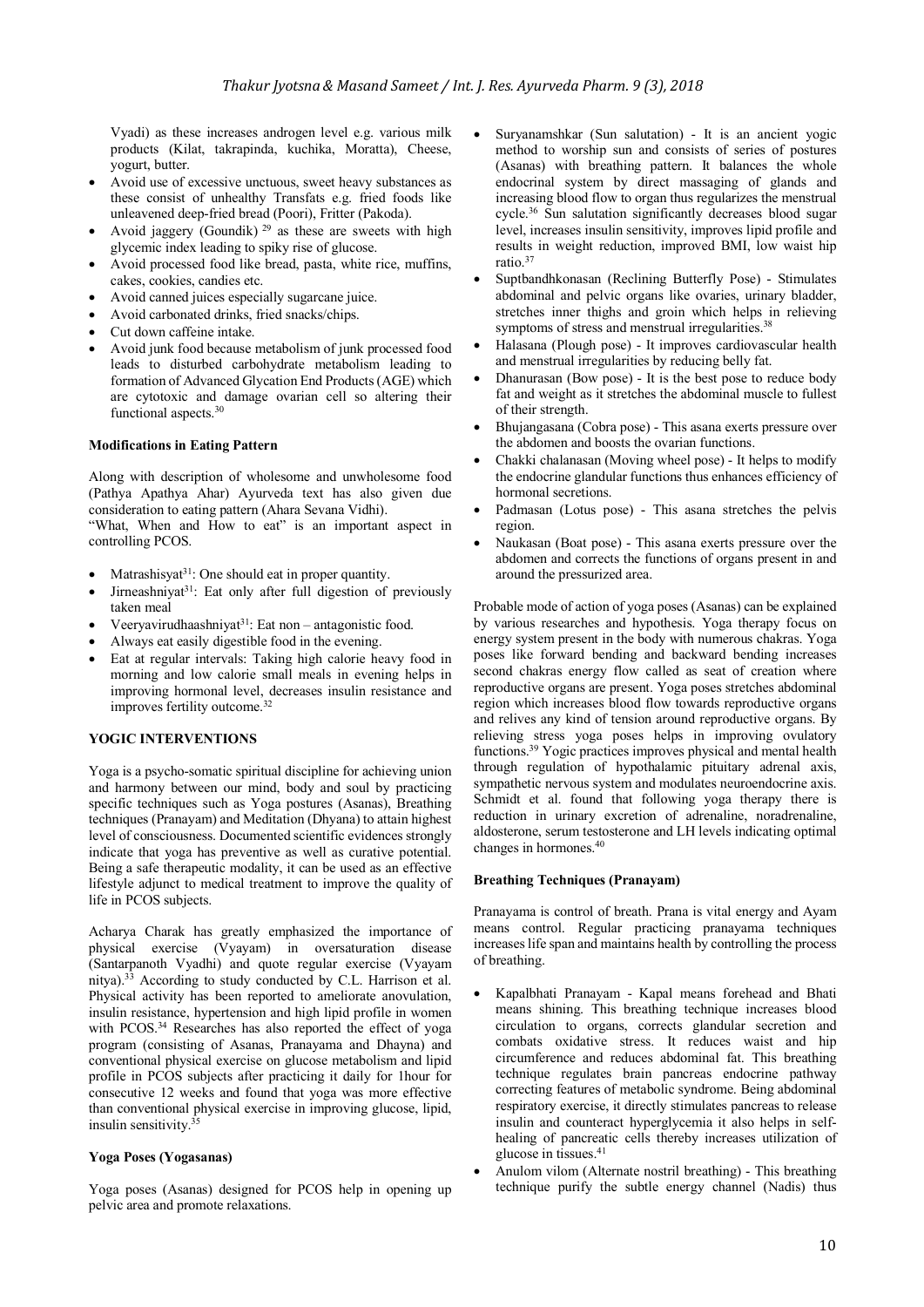Vyadi) as these increases androgen level e.g. various milk products (Kilat, takrapinda, kuchika, Moratta), Cheese, yogurt, butter.

- Avoid use of excessive unctuous, sweet heavy substances as these consist of unhealthy Transfats e.g. fried foods like unleavened deep-fried bread (Poori), Fritter (Pakoda).
- Avoid jaggery (Goundik) [29] as these are sweets with high glycemic index leading to spiky rise of glucose.
- Avoid processed food like bread, pasta, white rice, muffins, cakes, cookies, candies etc.
- Avoid canned juices especially sugarcane juice.
- Avoid carbonated drinks, fried snacks/chips.
- Cut down caffeine intake.
- Avoid junk food because metabolism of junk processed food leads to disturbed carbohydrate metabolism leading to formation of Advanced Glycation End Products (AGE) which are cytotoxic and damage ovarian cell so altering their functional aspects.[30]

**Modifications in Eating Pattern**

Along with description of wholesome and unwholesome food (Pathya Apathya Ahar) Ayurveda text has also given due consideration to eating pattern (Ahara Sevana Vidhi).

"What, When and How to eat" is an important aspect in controlling PCOS.

- Matrashisyat[31]: One should eat in proper quantity.
- Jirneashniyat[31]: Eat only after full digestion of previously taken meal
- Veeryavirudhaashniyat[31]: Eat non – antagonistic food.
- Always eat easily digestible food in the evening.
- Eat at regular intervals: Taking high calorie heavy food in morning and low calorie small meals in evening helps in improving hormonal level, decreases insulin resistance and improves fertility outcome.[32]

## YOGIC INTERVENTIONS

Yoga is a psycho-somatic spiritual discipline for achieving union and harmony between our mind, body and soul by practicing specific techniques such as Yoga postures (Asanas), Breathing techniques (Pranayam) and Meditation (Dhyana) to attain highest level of consciousness. Documented scientific evidences strongly indicate that yoga has preventive as well as curative potential. Being a safe therapeutic modality, it can be used as an effective lifestyle adjunct to medical treatment to improve the quality of life in PCOS subjects.

Acharya Charak has greatly emphasized the importance of physical exercise (Vyayam) in oversaturation disease (Santarpanoth Vyadhi) and quote regular exercise (Vyayam nitya).[33] According to study conducted by C.L. Harrison et al. Physical activity has been reported to ameliorate anovulation, insulin resistance, hypertension and high lipid profile in women with PCOS.[34] Researches has also reported the effect of yoga program (consisting of Asanas, Pranayama and Dhayna) and conventional physical exercise on glucose metabolism and lipid profile in PCOS subjects after practicing it daily for 1hour for consecutive 12 weeks and found that yoga was more effective than conventional physical exercise in improving glucose, lipid, insulin sensitivity.[35]

**Yoga Poses (Yogasanas)**

Yoga poses (Asanas) designed for PCOS help in opening up pelvic area and promote relaxations.

- Suryanamshkar (Sun salutation) - It is an ancient yogic method to worship sun and consists of series of postures (Asanas) with breathing pattern. It balances the whole endocrinal system by direct massaging of glands and increasing blood flow to organ thus regularizes the menstrual cycle.[36] Sun salutation significantly decreases blood sugar level, increases insulin sensitivity, improves lipid profile and results in weight reduction, improved BMI, low waist hip ratio.[37]
- Suptbandhkonasan (Reclining Butterfly Pose) - Stimulates abdominal and pelvic organs like ovaries, urinary bladder, stretches inner thighs and groin which helps in relieving symptoms of stress and menstrual irregularities.[38]
- Halasana (Plough pose) - It improves cardiovascular health and menstrual irregularities by reducing belly fat.
- Dhanurasan (Bow pose) - It is the best pose to reduce body fat and weight as it stretches the abdominal muscle to fullest of their strength.
- Bhujangasana (Cobra pose) - This asana exerts pressure over the abdomen and boosts the ovarian functions.
- Chakki chalanasan (Moving wheel pose) - It helps to modify the endocrine glandular functions thus enhances efficiency of hormonal secretions.
- Padmasan (Lotus pose) - This asana stretches the pelvis region.
- Naukasan (Boat pose) - This asana exerts pressure over the abdomen and corrects the functions of organs present in and around the pressurized area.

Probable mode of action of yoga poses (Asanas) can be explained by various researches and hypothesis. Yoga therapy focus on energy system present in the body with numerous chakras. Yoga poses like forward bending and backward bending increases second chakras energy flow called as seat of creation where reproductive organs are present. Yoga poses stretches abdominal region which increases blood flow towards reproductive organs and relives any kind of tension around reproductive organs. By relieving stress yoga poses helps in improving ovulatory functions.[39] Yogic practices improves physical and mental health through regulation of hypothalamic pituitary adrenal axis, sympathetic nervous system and modulates neuroendocrine axis. Schmidt et al. found that following yoga therapy there is reduction in urinary excretion of adrenaline, noradrenaline, aldosterone, serum testosterone and LH levels indicating optimal changes in hormones.[40]

**Breathing Techniques (Pranayam)**

Pranayama is control of breath. Prana is vital energy and Ayam means control. Regular practicing pranayama techniques increases life span and maintains health by controlling the process of breathing.

- Kapalbhati Pranayam - Kapal means forehead and Bhati means shining. This breathing technique increases blood circulation to organs, corrects glandular secretion and combats oxidative stress. It reduces waist and hip circumference and reduces abdominal fat. This breathing technique regulates brain pancreas endocrine pathway correcting features of metabolic syndrome. Being abdominal respiratory exercise, it directly stimulates pancreas to release insulin and counteract hyperglycemia it also helps in self-healing of pancreatic cells thereby increases utilization of glucose in tissues.[41]
- Anulom vilom (Alternate nostril breathing) - This breathing technique purify the subtle energy channel (Nadis) thus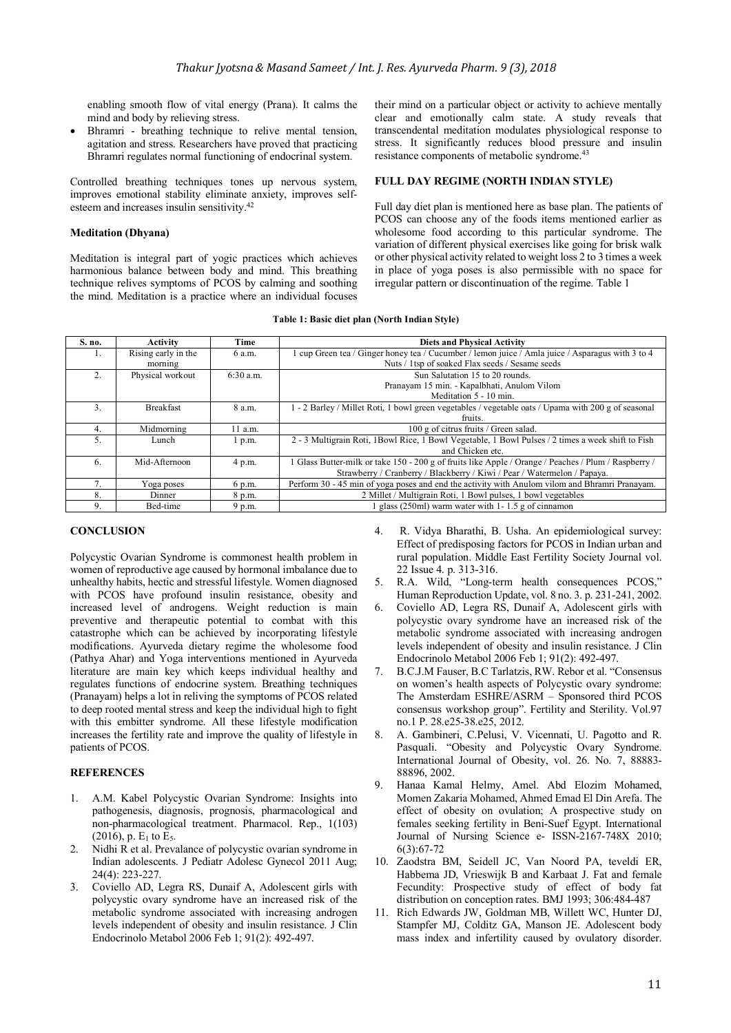enabling smooth flow of vital energy (Prana). It calms the mind and body by relieving stress.

- Bhramri - breathing technique to relive mental tension, agitation and stress. Researchers have proved that practicing Bhramri regulates normal functioning of endocrinal system.

Controlled breathing techniques tones up nervous system, improves emotional stability eliminate anxiety, improves self-esteem and increases insulin sensitivity.[42]

**Meditation (Dhyana)**

Meditation is integral part of yogic practices which achieves harmonious balance between body and mind. This breathing technique relives symptoms of PCOS by calming and soothing the mind. Meditation is a practice where an individual focuses their mind on a particular object or activity to achieve mentally clear and emotionally calm state. A study reveals that transcendental meditation modulates physiological response to stress. It significantly reduces blood pressure and insulin resistance components of metabolic syndrome.[43]

## FULL DAY REGIME (NORTH INDIAN STYLE)

Full day diet plan is mentioned here as base plan. The patients of PCOS can choose any of the foods items mentioned earlier as wholesome food according to this particular syndrome. The variation of different physical exercises like going for brisk walk or other physical activity related to weight loss 2 to 3 times a week in place of yoga poses is also permissible with no space for irregular pattern or discontinuation of the regime. Table 1

**Table 1: Basic diet plan (North Indian Style)**

| S. no. | Activity | Time | Diets and Physical Activity |
|---|---|---|---|
| 1. | Rising early in the morning | 6 a.m. | 1 cup Green tea / Ginger honey tea / Cucumber / lemon juice / Amla juice / Asparagus with 3 to 4 Nuts / 1tsp of soaked Flax seeds / Sesame seeds |
| 2. | Physical workout | 6:30 a.m. | Sun Salutation 15 to 20 rounds. Pranayam 15 min. - Kapalbhati, Anulom Vilom Meditation 5 - 10 min. |
| 3. | Breakfast | 8 a.m. | 1 - 2 Barley / Millet Roti, 1 bowl green vegetables / vegetable oats / Upama with 200 g of seasonal fruits. |
| 4. | Midmorning | 11 a.m. | 100 g of citrus fruits / Green salad. |
| 5. | Lunch | 1 p.m. | 2 - 3 Multigrain Roti, 1Bowl Rice, 1 Bowl Vegetable, 1 Bowl Pulses / 2 times a week shift to Fish and Chicken etc. |
| 6. | Mid-Afternoon | 4 p.m. | 1 Glass Butter-milk or take 150 - 200 g of fruits like Apple / Orange / Peaches / Plum / Raspberry / Strawberry / Cranberry / Blackberry / Kiwi / Pear / Watermelon / Papaya. |
| 7. | Yoga poses | 6 p.m. | Perform 30 - 45 min of yoga poses and end the activity with Anulom vilom and Bhramri Pranayam. |
| 8. | Dinner | 8 p.m. | 2 Millet / Multigrain Roti, 1 Bowl pulses, 1 bowl vegetables |
| 9. | Bed-time | 9 p.m. | 1 glass (250ml) warm water with 1- 1.5 g of cinnamon |

## CONCLUSION

Polycystic Ovarian Syndrome is commonest health problem in women of reproductive age caused by hormonal imbalance due to unhealthy habits, hectic and stressful lifestyle. Women diagnosed with PCOS have profound insulin resistance, obesity and increased level of androgens. Weight reduction is main preventive and therapeutic potential to combat with this catastrophe which can be achieved by incorporating lifestyle modifications. Ayurveda dietary regime the wholesome food (Pathya Ahar) and Yoga interventions mentioned in Ayurveda literature are main key which keeps individual healthy and regulates functions of endocrine system. Breathing techniques (Pranayam) helps a lot in reliving the symptoms of PCOS related to deep rooted mental stress and keep the individual high to fight with this embitter syndrome. All these lifestyle modification increases the fertility rate and improve the quality of lifestyle in patients of PCOS.

## REFERENCES

1. A.M. Kabel Polycystic Ovarian Syndrome: Insights into pathogenesis, diagnosis, prognosis, pharmacological and non-pharmacological treatment. Pharmacol. Rep., 1(103) (2016), p. $E_1$ to $E_5$.
2. Nidhi R et al. Prevalance of polycystic ovarian syndrome in Indian adolescents. J Pediatr Adolesc Gynecol 2011 Aug; 24(4): 223-227.
3. Coviello AD, Legra RS, Dunaif A, Adolescent girls with polycystic ovary syndrome have an increased risk of the metabolic syndrome associated with increasing androgen levels independent of obesity and insulin resistance. J Clin Endocrinolo Metabol 2006 Feb 1; 91(2): 492-497.
4. R. Vidya Bharathi, B. Usha. An epidemiological survey: Effect of predisposing factors for PCOS in Indian urban and rural population. Middle East Fertility Society Journal vol. 22 Issue 4. p. 313-316.
5. R.A. Wild, "Long-term health consequences PCOS," Human Reproduction Update, vol. 8 no. 3. p. 231-241, 2002.
6. Coviello AD, Legra RS, Dunaif A, Adolescent girls with polycystic ovary syndrome have an increased risk of the metabolic syndrome associated with increasing androgen levels independent of obesity and insulin resistance. J Clin Endocrinolo Metabol 2006 Feb 1; 91(2): 492-497.
7. B.C.J.M Fauser, B.C Tarlatzis, RW. Rebor et al. "Consensus on women's health aspects of Polycystic ovary syndrome: The Amsterdam ESHRE/ASRM – Sponsored third PCOS consensus workshop group". Fertility and Sterility. Vol.97 no.1 P. 28.e25-38.e25, 2012.
8. A. Gambineri, C.Pelusi, V. Vicennati, U. Pagotto and R. Pasquali. "Obesity and Polycystic Ovary Syndrome. International Journal of Obesity, vol. 26. No. 7, 88883-88896, 2002.
9. Hanaa Kamal Helmy, Amel. Abd Elozim Mohamed, Momen Zakaria Mohamed, Ahmed Emad El Din Arefa. The effect of obesity on ovulation; A prospective study on females seeking fertility in Beni-Suef Egypt. International Journal of Nursing Science e- ISSN-2167-748X 2010; 6(3):67-72
10. Zaodstra BM, Seidell JC, Van Noord PA, teveldi ER, Habbema JD, Vrieswijk B and Karbaat J. Fat and female Fecundity: Prospective study of effect of body fat distribution on conception rates. BMJ 1993; 306:484-487
11. Rich Edwards JW, Goldman MB, Willett WC, Hunter DJ, Stampfer MJ, Colditz GA, Manson JE. Adolescent body mass index and infertility caused by ovulatory disorder.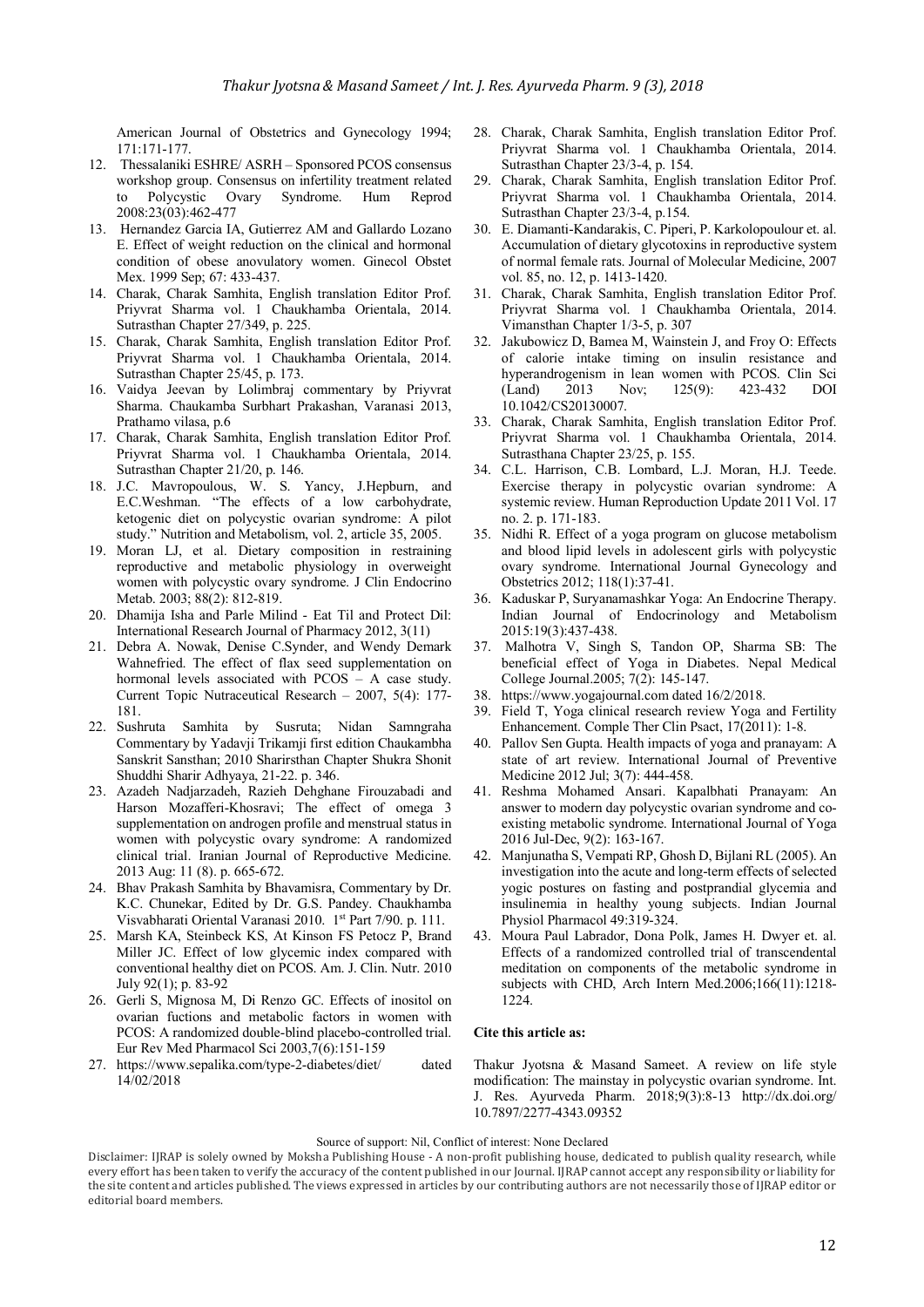American Journal of Obstetrics and Gynecology 1994; 171:171-177.

12. Thessalaniki ESHRE/ ASRH – Sponsored PCOS consensus workshop group. Consensus on infertility treatment related to Polycystic Ovary Syndrome. Hum Reprod 2008:23(03):462-477
13. Hernandez Garcia IA, Gutierrez AM and Gallardo Lozano E. Effect of weight reduction on the clinical and hormonal condition of obese anovulatory women. Ginecol Obstet Mex. 1999 Sep; 67: 433-437.
14. Charak, Charak Samhita, English translation Editor Prof. Priyvrat Sharma vol. 1 Chaukhamba Orientala, 2014. Sutrasthan Chapter 27/349, p. 225.
15. Charak, Charak Samhita, English translation Editor Prof. Priyvrat Sharma vol. 1 Chaukhamba Orientala, 2014. Sutrasthan Chapter 25/45, p. 173.
16. Vaidya Jeevan by Lolimbraj commentary by Priyvrat Sharma. Chaukamba Surbhart Prakashan, Varanasi 2013, Prathamo vilasa, p.6
17. Charak, Charak Samhita, English translation Editor Prof. Priyvrat Sharma vol. 1 Chaukhamba Orientala, 2014. Sutrasthan Chapter 21/20, p. 146.
18. J.C. Mavropoulous, W. S. Yancy, J.Hepburn, and E.C.Weshman. "The effects of a low carbohydrate, ketogenic diet on polycystic ovarian syndrome: A pilot study." Nutrition and Metabolism, vol. 2, article 35, 2005.
19. Moran LJ, et al. Dietary composition in restraining reproductive and metabolic physiology in overweight women with polycystic ovary syndrome. J Clin Endocrino Metab. 2003; 88(2): 812-819.
20. Dhamija Isha and Parle Milind - Eat Til and Protect Dil: International Research Journal of Pharmacy 2012, 3(11)
21. Debra A. Nowak, Denise C.Synder, and Wendy Demark Wahnefried. The effect of flax seed supplementation on hormonal levels associated with PCOS – A case study. Current Topic Nutraceutical Research – 2007, 5(4): 177-181.
22. Sushruta Samhita by Susruta; Nidan Samngraha Commentary by Yadavji Trikamji first edition Chaukambha Sanskrit Sansthan; 2010 Sharirsthan Chapter Shukra Shonit Shuddhi Sharir Adhyaya, 21-22. p. 346.
23. Azadeh Nadjarzadeh, Razieh Dehghane Firouzabadi and Harson Mozafferi-Khosravi; The effect of omega 3 supplementation on androgen profile and menstrual status in women with polycystic ovary syndrome: A randomized clinical trial. Iranian Journal of Reproductive Medicine. 2013 Aug: 11 (8). p. 665-672.
24. Bhav Prakash Samhita by Bhavamisra, Commentary by Dr. K.C. Chunekar, Edited by Dr. G.S. Pandey. Chaukhamba Visvabharati Oriental Varanasi 2010. 1st Part 7/90. p. 111.
25. Marsh KA, Steinbeck KS, At Kinson FS Petocz P, Brand Miller JC. Effect of low glycemic index compared with conventional healthy diet on PCOS. Am. J. Clin. Nutr. 2010 July 92(1); p. 83-92
26. Gerli S, Mignosa M, Di Renzo GC. Effects of inositol on ovarian fuctions and metabolic factors in women with PCOS: A randomized double-blind placebo-controlled trial. Eur Rev Med Pharmacol Sci 2003,7(6):151-159
27. https://www.sepalika.com/type-2-diabetes/diet/ dated 14/02/2018
28. Charak, Charak Samhita, English translation Editor Prof. Priyvrat Sharma vol. 1 Chaukhamba Orientala, 2014. Sutrasthan Chapter 23/3-4, p. 154.
29. Charak, Charak Samhita, English translation Editor Prof. Priyvrat Sharma vol. 1 Chaukhamba Orientala, 2014. Sutrasthan Chapter 23/3-4, p.154.
30. E. Diamanti-Kandarakis, C. Piperi, P. Karkolopoulour et. al. Accumulation of dietary glycotoxins in reproductive system of normal female rats. Journal of Molecular Medicine, 2007 vol. 85, no. 12, p. 1413-1420.
31. Charak, Charak Samhita, English translation Editor Prof. Priyvrat Sharma vol. 1 Chaukhamba Orientala, 2014. Vimansthan Chapter 1/3-5, p. 307
32. Jakubowicz D, Barnea M, Wainstein J, and Froy O: Effects of calorie intake timing on insulin resistance and hyperandrogenism in lean women with PCOS. Clin Sci (Land) 2013 Nov; 125(9): 423-432 DOI 10.1042/CS20130007.
33. Charak, Charak Samhita, English translation Editor Prof. Priyvrat Sharma vol. 1 Chaukhamba Orientala, 2014. Sutrasthana Chapter 23/25, p. 155.
34. C.L. Harrison, C.B. Lombard, L.J. Moran, H.J. Teede. Exercise therapy in polycystic ovarian syndrome: A systemic review. Human Reproduction Update 2011 Vol. 17 no. 2. p. 171-183.
35. Nidhi R. Effect of a yoga program on glucose metabolism and blood lipid levels in adolescent girls with polycystic ovary syndrome. International Journal Gynecology and Obstetrics 2012; 118(1):37-41.
36. Kaduskar P, Suryanamashkar Yoga: An Endocrine Therapy. Indian Journal of Endocrinology and Metabolism 2015:19(3):437-438.
37. Malhotra V, Singh S, Tandon OP, Sharma SB: The beneficial effect of Yoga in Diabetes. Nepal Medical College Journal.2005; 7(2): 145-147.
38. https://www.yogajournal.com dated 16/2/2018.
39. Field T, Yoga clinical research review Yoga and Fertility Enhancement. Comple Ther Clin Psact, 17(2011): 1-8.
40. Pallov Sen Gupta. Health impacts of yoga and pranayam: A state of art review. International Journal of Preventive Medicine 2012 Jul; 3(7): 444-458.
41. Reshma Mohamed Ansari. Kapalbhati Pranayam: An answer to modern day polycystic ovarian syndrome and co-existing metabolic syndrome. International Journal of Yoga 2016 Jul-Dec, 9(2): 163-167.
42. Manjunatha S, Vempati RP, Ghosh D, Bijlani RL (2005). An investigation into the acute and long-term effects of selected yogic postures on fasting and postprandial glycemia and insulinemia in healthy young subjects. Indian Journal Physiol Pharmacol 49:319-324.
43. Moura Paul Labrador, Dona Polk, James H. Dwyer et. al. Effects of a randomized controlled trial of transcendental meditation on components of the metabolic syndrome in subjects with CHD, Arch Intern Med.2006;166(11):1218-1224.

**Cite this article as:**

Thakur Jyotsna & Masand Sameet. A review on life style modification: The mainstay in polycystic ovarian syndrome. Int. J. Res. Ayurveda Pharm. 2018;9(3):8-13 http://dx.doi.org/10.7897/2277-4343.09352

Source of support: Nil, Conflict of interest: None Declared

Disclaimer: IJRAP is solely owned by Moksha Publishing House - A non-profit publishing house, dedicated to publish quality research, while every effort has been taken to verify the accuracy of the content published in our Journal. IJRAP cannot accept any responsibility or liability for the site content and articles published. The views expressed in articles by our contributing authors are not necessarily those of IJRAP editor or editorial board members.